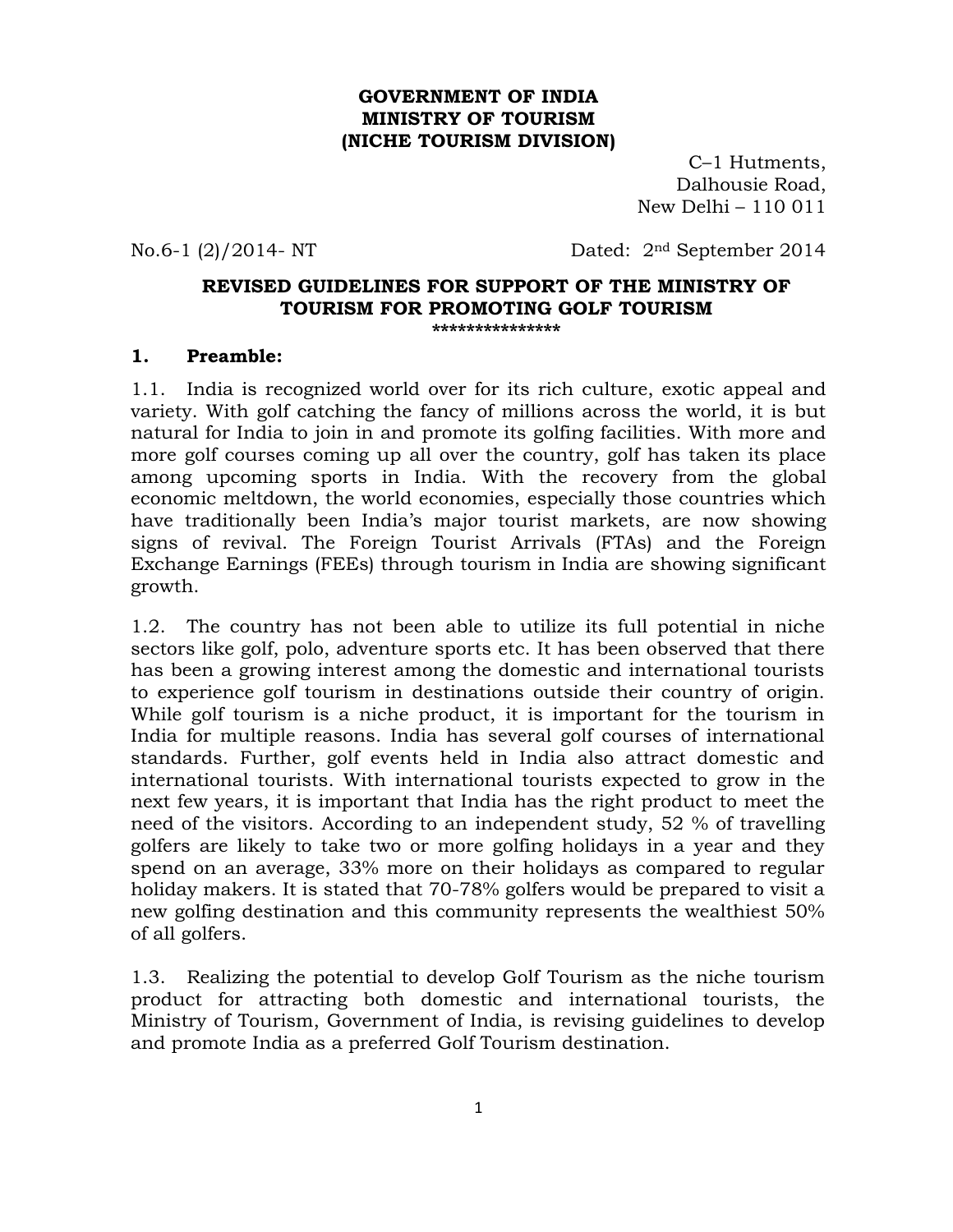**GOVERNMENT OF INDIA**
**MINISTRY OF TOURISM**
**(NICHE TOURISM DIVISION)**

C–1 Hutments,
Dalhousie Road,
New Delhi – 110 011

No.6-1 (2)/2014- NT Dated: 2nd September 2014

## REVISED GUIDELINES FOR SUPPORT OF THE MINISTRY OF TOURISM FOR PROMOTING GOLF TOURISM

***************

### 1. Preamble:

1.1. India is recognized world over for its rich culture, exotic appeal and variety. With golf catching the fancy of millions across the world, it is but natural for India to join in and promote its golfing facilities. With more and more golf courses coming up all over the country, golf has taken its place among upcoming sports in India. With the recovery from the global economic meltdown, the world economies, especially those countries which have traditionally been India's major tourist markets, are now showing signs of revival. The Foreign Tourist Arrivals (FTAs) and the Foreign Exchange Earnings (FEEs) through tourism in India are showing significant growth.

1.2. The country has not been able to utilize its full potential in niche sectors like golf, polo, adventure sports etc. It has been observed that there has been a growing interest among the domestic and international tourists to experience golf tourism in destinations outside their country of origin. While golf tourism is a niche product, it is important for the tourism in India for multiple reasons. India has several golf courses of international standards. Further, golf events held in India also attract domestic and international tourists. With international tourists expected to grow in the next few years, it is important that India has the right product to meet the need of the visitors. According to an independent study, 52 % of travelling golfers are likely to take two or more golfing holidays in a year and they spend on an average, 33% more on their holidays as compared to regular holiday makers. It is stated that 70-78% golfers would be prepared to visit a new golfing destination and this community represents the wealthiest 50% of all golfers.

1.3. Realizing the potential to develop Golf Tourism as the niche tourism product for attracting both domestic and international tourists, the Ministry of Tourism, Government of India, is revising guidelines to develop and promote India as a preferred Golf Tourism destination.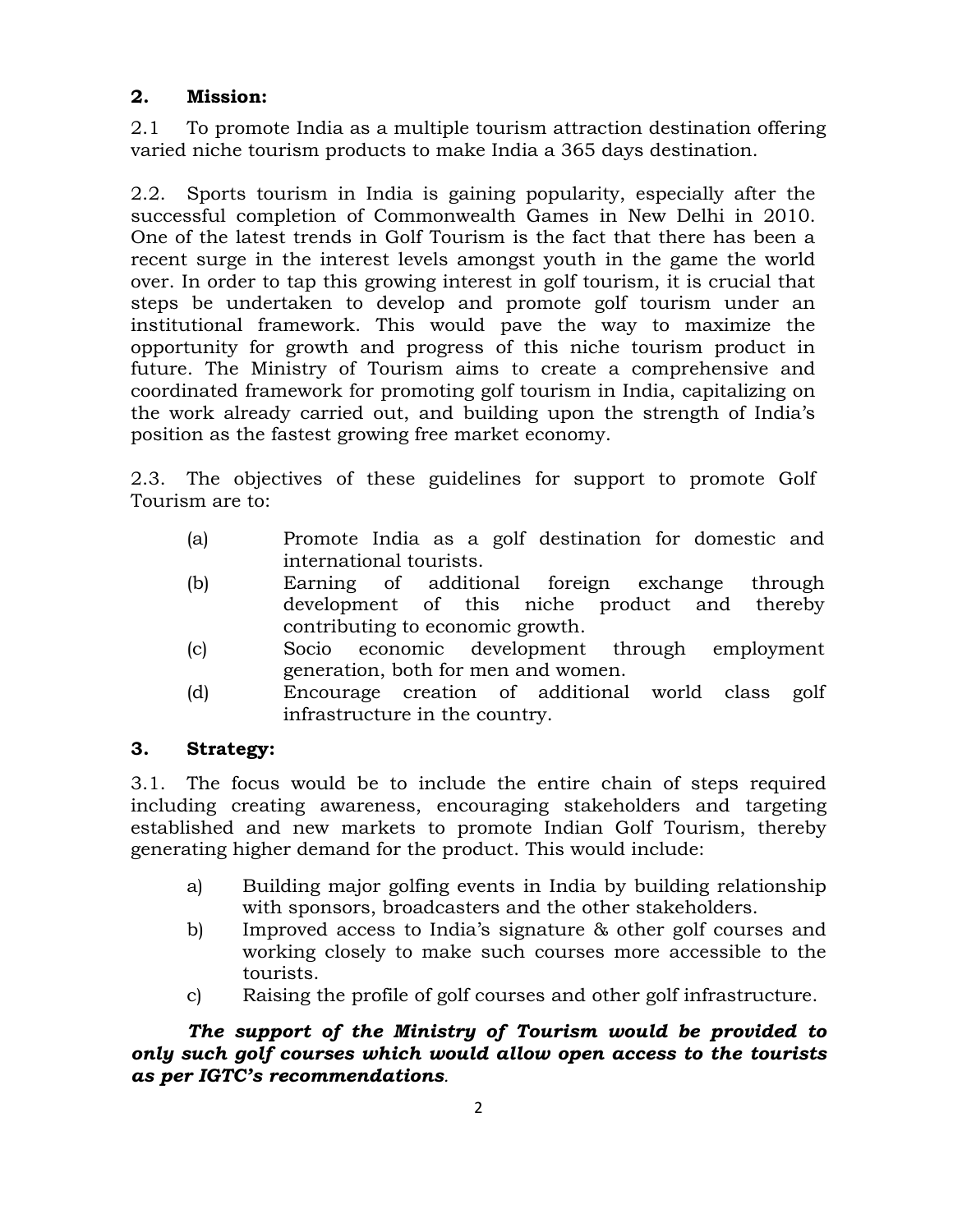## 2. Mission:

2.1 To promote India as a multiple tourism attraction destination offering varied niche tourism products to make India a 365 days destination.

2.2. Sports tourism in India is gaining popularity, especially after the successful completion of Commonwealth Games in New Delhi in 2010. One of the latest trends in Golf Tourism is the fact that there has been a recent surge in the interest levels amongst youth in the game the world over. In order to tap this growing interest in golf tourism, it is crucial that steps be undertaken to develop and promote golf tourism under an institutional framework. This would pave the way to maximize the opportunity for growth and progress of this niche tourism product in future. The Ministry of Tourism aims to create a comprehensive and coordinated framework for promoting golf tourism in India, capitalizing on the work already carried out, and building upon the strength of India's position as the fastest growing free market economy.

2.3. The objectives of these guidelines for support to promote Golf Tourism are to:

- (a) Promote India as a golf destination for domestic and international tourists.
- (b) Earning of additional foreign exchange through development of this niche product and thereby contributing to economic growth.
- (c) Socio economic development through employment generation, both for men and women.
- (d) Encourage creation of additional world class golf infrastructure in the country.

## 3. Strategy:

3.1. The focus would be to include the entire chain of steps required including creating awareness, encouraging stakeholders and targeting established and new markets to promote Indian Golf Tourism, thereby generating higher demand for the product. This would include:

- a) Building major golfing events in India by building relationship with sponsors, broadcasters and the other stakeholders.
- b) Improved access to India's signature & other golf courses and working closely to make such courses more accessible to the tourists.
- c) Raising the profile of golf courses and other golf infrastructure.

***The support of the Ministry of Tourism would be provided to only such golf courses which would allow open access to the tourists as per IGTC's recommendations***.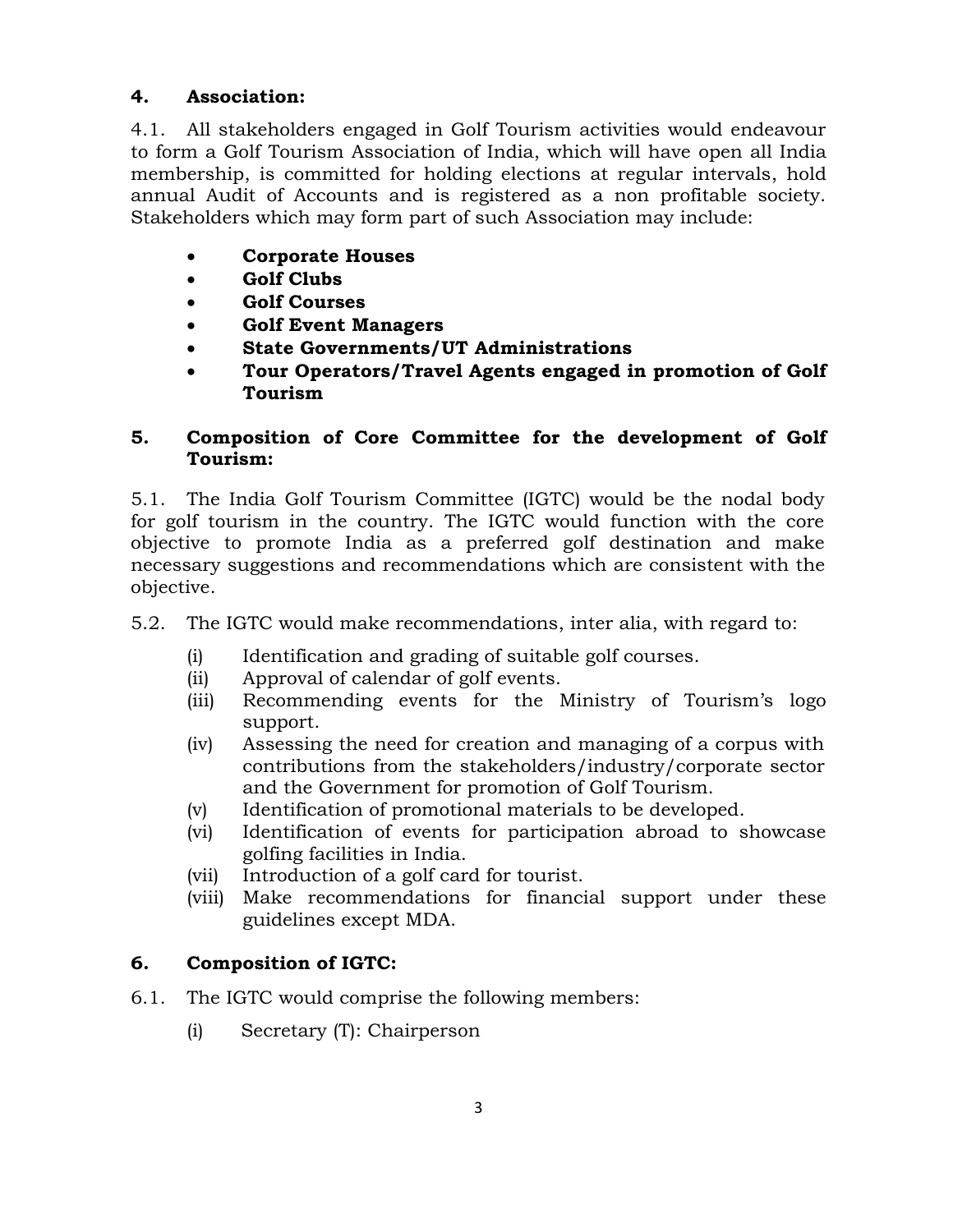## 4. Association:

4.1. All stakeholders engaged in Golf Tourism activities would endeavour to form a Golf Tourism Association of India, which will have open all India membership, is committed for holding elections at regular intervals, hold annual Audit of Accounts and is registered as a non profitable society. Stakeholders which may form part of such Association may include:

- **Corporate Houses**
- **Golf Clubs**
- **Golf Courses**
- **Golf Event Managers**
- **State Governments/UT Administrations**
- **Tour Operators/Travel Agents engaged in promotion of Golf Tourism**

## 5. Composition of Core Committee for the development of Golf Tourism:

5.1. The India Golf Tourism Committee (IGTC) would be the nodal body for golf tourism in the country. The IGTC would function with the core objective to promote India as a preferred golf destination and make necessary suggestions and recommendations which are consistent with the objective.

5.2. The IGTC would make recommendations, inter alia, with regard to:

(i) Identification and grading of suitable golf courses.
(ii) Approval of calendar of golf events.
(iii) Recommending events for the Ministry of Tourism's logo support.
(iv) Assessing the need for creation and managing of a corpus with contributions from the stakeholders/industry/corporate sector and the Government for promotion of Golf Tourism.
(v) Identification of promotional materials to be developed.
(vi) Identification of events for participation abroad to showcase golfing facilities in India.
(vii) Introduction of a golf card for tourist.
(viii) Make recommendations for financial support under these guidelines except MDA.

## 6. Composition of IGTC:

6.1. The IGTC would comprise the following members:

(i) Secretary (T): Chairperson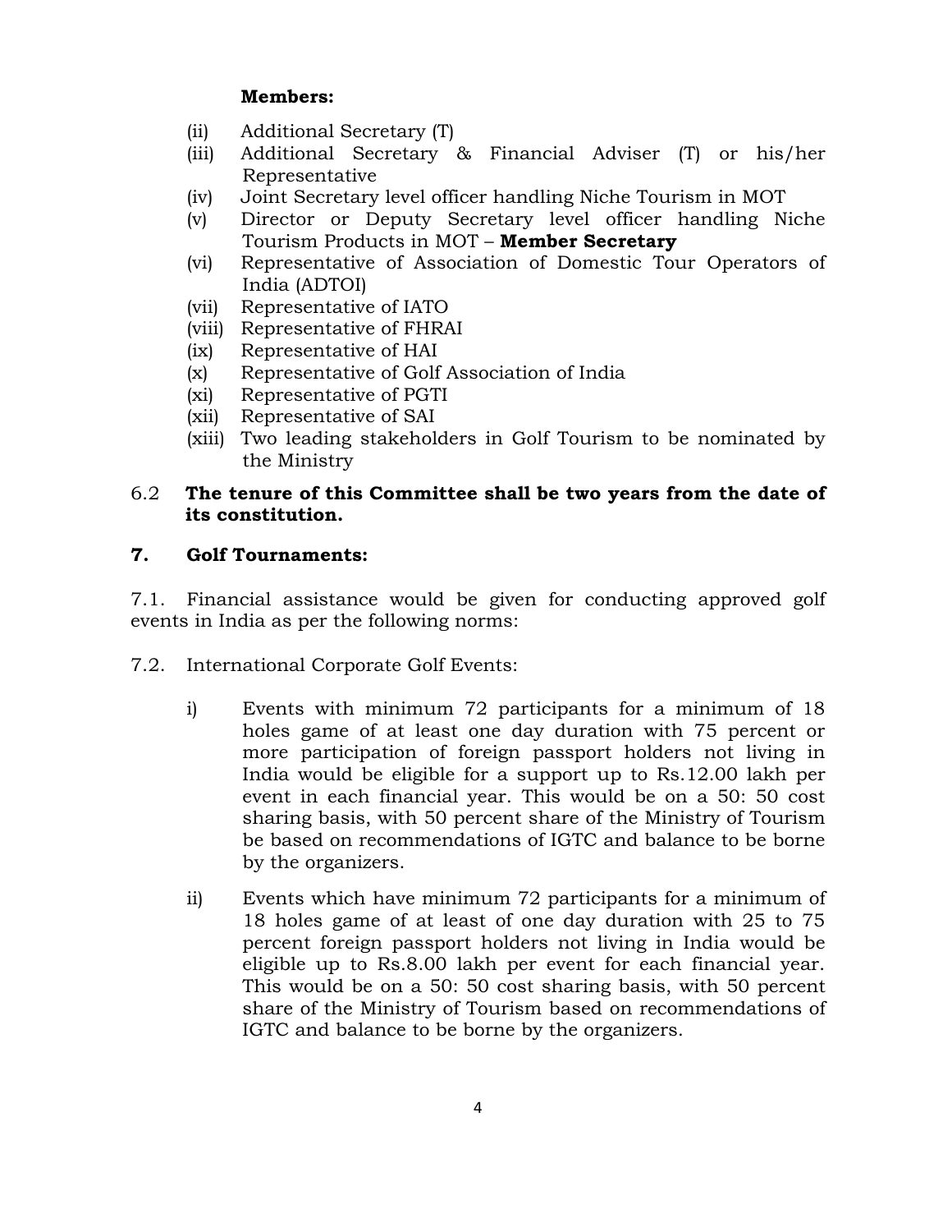**Members:**

(ii) Additional Secretary (T)
(iii) Additional Secretary & Financial Adviser (T) or his/her Representative
(iv) Joint Secretary level officer handling Niche Tourism in MOT
(v) Director or Deputy Secretary level officer handling Niche Tourism Products in MOT – **Member Secretary**
(vi) Representative of Association of Domestic Tour Operators of India (ADTOI)
(vii) Representative of IATO
(viii) Representative of FHRAI
(ix) Representative of HAI
(x) Representative of Golf Association of India
(xi) Representative of PGTI
(xii) Representative of SAI
(xiii) Two leading stakeholders in Golf Tourism to be nominated by the Ministry

6.2 **The tenure of this Committee shall be two years from the date of its constitution.**

## 7. Golf Tournaments:

7.1. Financial assistance would be given for conducting approved golf events in India as per the following norms:

7.2. International Corporate Golf Events:

i) Events with minimum 72 participants for a minimum of 18 holes game of at least one day duration with 75 percent or more participation of foreign passport holders not living in India would be eligible for a support up to Rs.12.00 lakh per event in each financial year. This would be on a 50: 50 cost sharing basis, with 50 percent share of the Ministry of Tourism be based on recommendations of IGTC and balance to be borne by the organizers.

ii) Events which have minimum 72 participants for a minimum of 18 holes game of at least of one day duration with 25 to 75 percent foreign passport holders not living in India would be eligible up to Rs.8.00 lakh per event for each financial year. This would be on a 50: 50 cost sharing basis, with 50 percent share of the Ministry of Tourism based on recommendations of IGTC and balance to be borne by the organizers.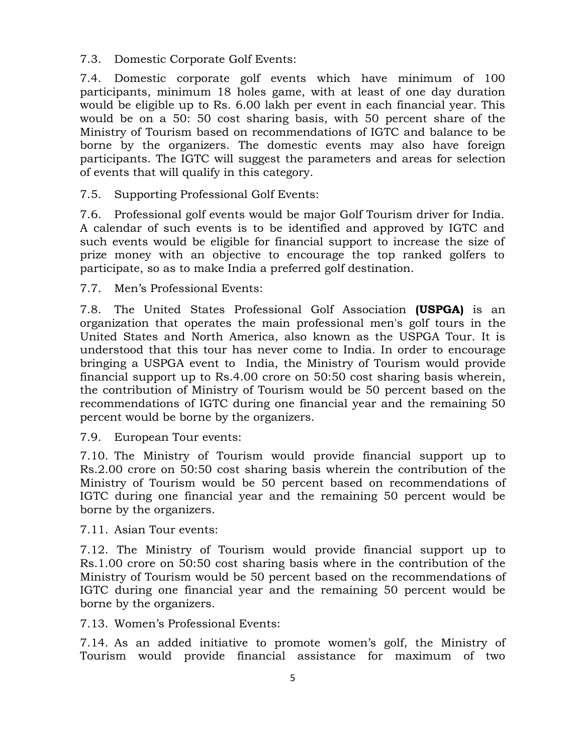7.3. Domestic Corporate Golf Events:

7.4. Domestic corporate golf events which have minimum of 100 participants, minimum 18 holes game, with at least of one day duration would be eligible up to Rs. 6.00 lakh per event in each financial year. This would be on a 50: 50 cost sharing basis, with 50 percent share of the Ministry of Tourism based on recommendations of IGTC and balance to be borne by the organizers. The domestic events may also have foreign participants. The IGTC will suggest the parameters and areas for selection of events that will qualify in this category.

7.5. Supporting Professional Golf Events:

7.6. Professional golf events would be major Golf Tourism driver for India. A calendar of such events is to be identified and approved by IGTC and such events would be eligible for financial support to increase the size of prize money with an objective to encourage the top ranked golfers to participate, so as to make India a preferred golf destination.

7.7. Men's Professional Events:

7.8. The United States Professional Golf Association **(USPGA)** is an organization that operates the main professional men's golf tours in the United States and North America, also known as the USPGA Tour. It is understood that this tour has never come to India. In order to encourage bringing a USPGA event to India, the Ministry of Tourism would provide financial support up to Rs.4.00 crore on 50:50 cost sharing basis wherein, the contribution of Ministry of Tourism would be 50 percent based on the recommendations of IGTC during one financial year and the remaining 50 percent would be borne by the organizers.

7.9. European Tour events:

7.10. The Ministry of Tourism would provide financial support up to Rs.2.00 crore on 50:50 cost sharing basis wherein the contribution of the Ministry of Tourism would be 50 percent based on recommendations of IGTC during one financial year and the remaining 50 percent would be borne by the organizers.

7.11. Asian Tour events:

7.12. The Ministry of Tourism would provide financial support up to Rs.1.00 crore on 50:50 cost sharing basis where in the contribution of the Ministry of Tourism would be 50 percent based on the recommendations of IGTC during one financial year and the remaining 50 percent would be borne by the organizers.

7.13. Women's Professional Events:

7.14. As an added initiative to promote women's golf, the Ministry of Tourism would provide financial assistance for maximum of two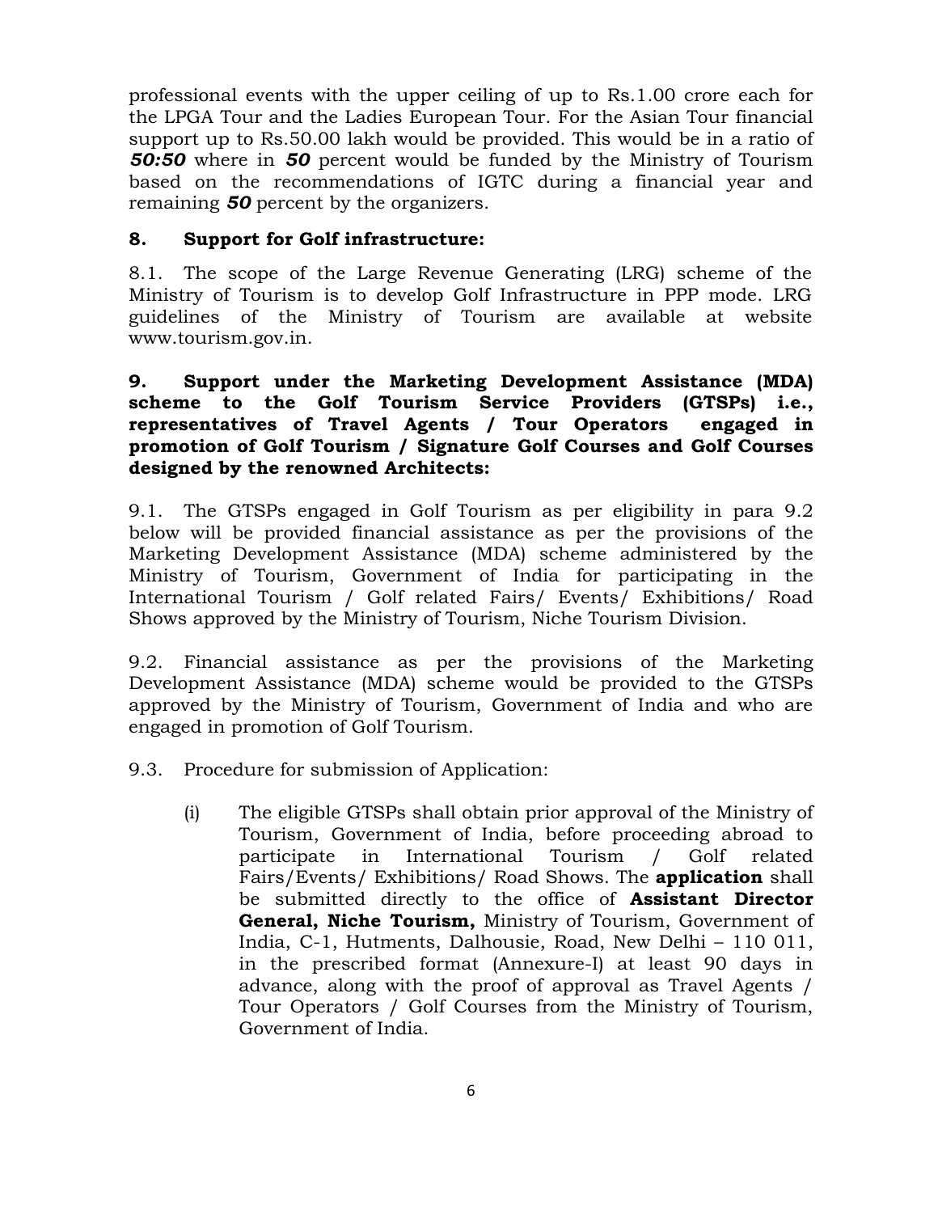professional events with the upper ceiling of up to Rs.1.00 crore each for the LPGA Tour and the Ladies European Tour. For the Asian Tour financial support up to Rs.50.00 lakh would be provided. This would be in a ratio of ***50:50*** where in ***50*** percent would be funded by the Ministry of Tourism based on the recommendations of IGTC during a financial year and remaining ***50*** percent by the organizers.

**8. Support for Golf infrastructure:**

8.1. The scope of the Large Revenue Generating (LRG) scheme of the Ministry of Tourism is to develop Golf Infrastructure in PPP mode. LRG guidelines of the Ministry of Tourism are available at website www.tourism.gov.in.

**9. Support under the Marketing Development Assistance (MDA) scheme to the Golf Tourism Service Providers (GTSPs) i.e., representatives of Travel Agents / Tour Operators engaged in promotion of Golf Tourism / Signature Golf Courses and Golf Courses designed by the renowned Architects:**

9.1. The GTSPs engaged in Golf Tourism as per eligibility in para 9.2 below will be provided financial assistance as per the provisions of the Marketing Development Assistance (MDA) scheme administered by the Ministry of Tourism, Government of India for participating in the International Tourism / Golf related Fairs/ Events/ Exhibitions/ Road Shows approved by the Ministry of Tourism, Niche Tourism Division.

9.2. Financial assistance as per the provisions of the Marketing Development Assistance (MDA) scheme would be provided to the GTSPs approved by the Ministry of Tourism, Government of India and who are engaged in promotion of Golf Tourism.

9.3. Procedure for submission of Application:

(i) The eligible GTSPs shall obtain prior approval of the Ministry of Tourism, Government of India, before proceeding abroad to participate in International Tourism / Golf related Fairs/Events/ Exhibitions/ Road Shows. The **application** shall be submitted directly to the office of **Assistant Director General, Niche Tourism,** Ministry of Tourism, Government of India, C-1, Hutments, Dalhousie, Road, New Delhi – 110 011, in the prescribed format (Annexure-I) at least 90 days in advance, along with the proof of approval as Travel Agents / Tour Operators / Golf Courses from the Ministry of Tourism, Government of India.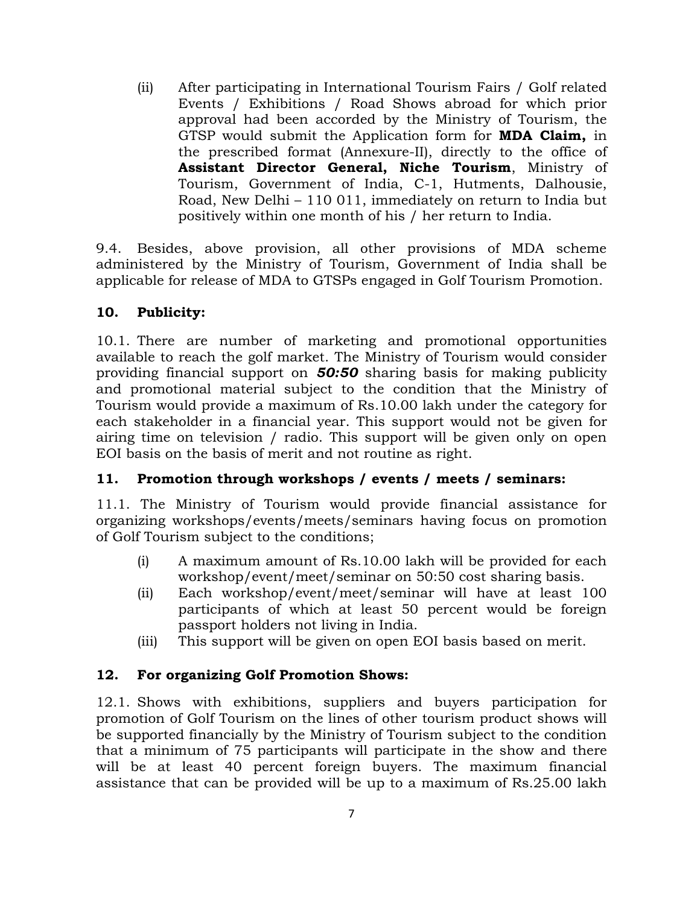(ii) After participating in International Tourism Fairs / Golf related Events / Exhibitions / Road Shows abroad for which prior approval had been accorded by the Ministry of Tourism, the GTSP would submit the Application form for **MDA Claim,** in the prescribed format (Annexure-II), directly to the office of **Assistant Director General, Niche Tourism**, Ministry of Tourism, Government of India, C-1, Hutments, Dalhousie, Road, New Delhi – 110 011, immediately on return to India but positively within one month of his / her return to India.

9.4. Besides, above provision, all other provisions of MDA scheme administered by the Ministry of Tourism, Government of India shall be applicable for release of MDA to GTSPs engaged in Golf Tourism Promotion.

## 10. Publicity:

10.1. There are number of marketing and promotional opportunities available to reach the golf market. The Ministry of Tourism would consider providing financial support on ***50:50*** sharing basis for making publicity and promotional material subject to the condition that the Ministry of Tourism would provide a maximum of Rs.10.00 lakh under the category for each stakeholder in a financial year. This support would not be given for airing time on television / radio. This support will be given only on open EOI basis on the basis of merit and not routine as right.

## 11. Promotion through workshops / events / meets / seminars:

11.1. The Ministry of Tourism would provide financial assistance for organizing workshops/events/meets/seminars having focus on promotion of Golf Tourism subject to the conditions;

(i) A maximum amount of Rs.10.00 lakh will be provided for each workshop/event/meet/seminar on 50:50 cost sharing basis.
(ii) Each workshop/event/meet/seminar will have at least 100 participants of which at least 50 percent would be foreign passport holders not living in India.
(iii) This support will be given on open EOI basis based on merit.

## 12. For organizing Golf Promotion Shows:

12.1. Shows with exhibitions, suppliers and buyers participation for promotion of Golf Tourism on the lines of other tourism product shows will be supported financially by the Ministry of Tourism subject to the condition that a minimum of 75 participants will participate in the show and there will be at least 40 percent foreign buyers. The maximum financial assistance that can be provided will be up to a maximum of Rs.25.00 lakh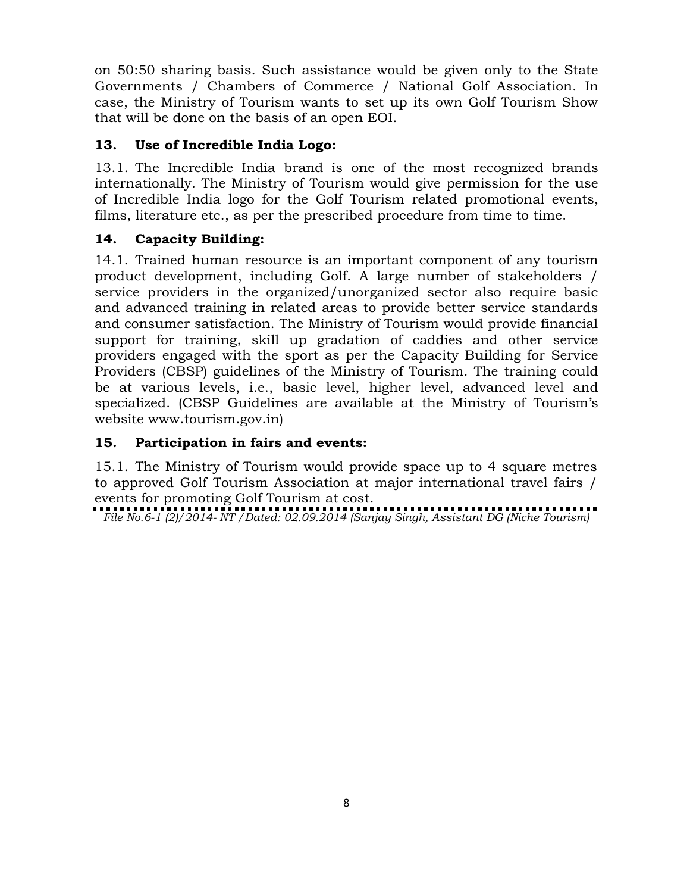on 50:50 sharing basis. Such assistance would be given only to the State Governments / Chambers of Commerce / National Golf Association. In case, the Ministry of Tourism wants to set up its own Golf Tourism Show that will be done on the basis of an open EOI.

## 13. Use of Incredible India Logo:

13.1. The Incredible India brand is one of the most recognized brands internationally. The Ministry of Tourism would give permission for the use of Incredible India logo for the Golf Tourism related promotional events, films, literature etc., as per the prescribed procedure from time to time.

## 14. Capacity Building:

14.1. Trained human resource is an important component of any tourism product development, including Golf. A large number of stakeholders / service providers in the organized/unorganized sector also require basic and advanced training in related areas to provide better service standards and consumer satisfaction. The Ministry of Tourism would provide financial support for training, skill up gradation of caddies and other service providers engaged with the sport as per the Capacity Building for Service Providers (CBSP) guidelines of the Ministry of Tourism. The training could be at various levels, i.e., basic level, higher level, advanced level and specialized. (CBSP Guidelines are available at the Ministry of Tourism's website www.tourism.gov.in)

## 15. Participation in fairs and events:

15.1. The Ministry of Tourism would provide space up to 4 square metres to approved Golf Tourism Association at major international travel fairs / events for promoting Golf Tourism at cost.

*File No.6-1 (2)/2014- NT / Dated: 02.09.2014 (Sanjay Singh, Assistant DG (Niche Tourism)*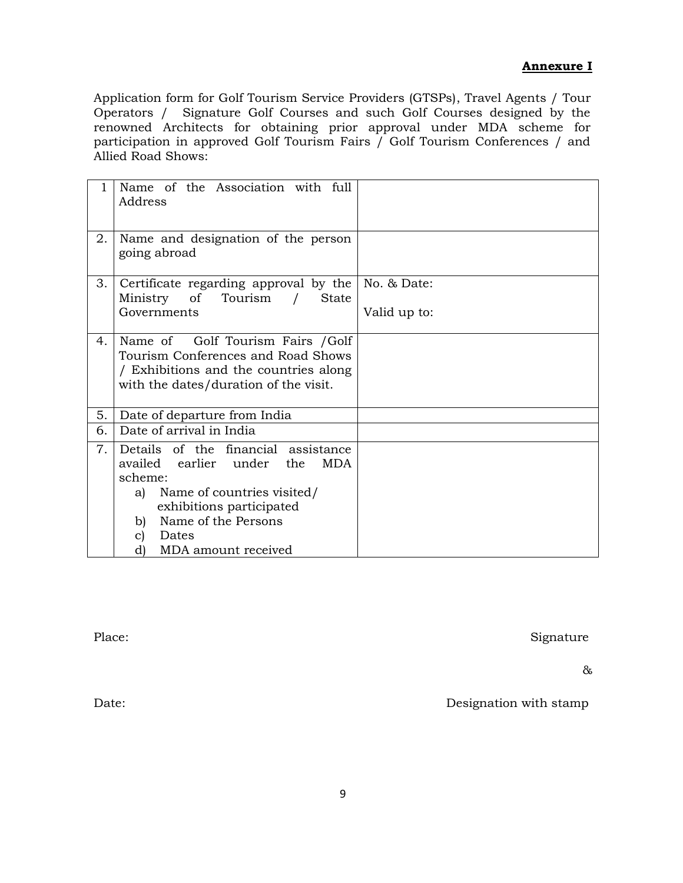**Annexure I**

Application form for Golf Tourism Service Providers (GTSPs), Travel Agents / Tour Operators / Signature Golf Courses and such Golf Courses designed by the renowned Architects for obtaining prior approval under MDA scheme for participation in approved Golf Tourism Fairs / Golf Tourism Conferences / and Allied Road Shows:

| | | |
|---|---|---|
| 1 | Name of the Association with full Address | |
| 2. | Name and designation of the person going abroad | |
| 3. | Certificate regarding approval by the Ministry of Tourism / State Governments | No. & Date:<br><br>Valid up to: |
| 4. | Name of Golf Tourism Fairs /Golf Tourism Conferences and Road Shows / Exhibitions and the countries along with the dates/duration of the visit. | |
| 5. | Date of departure from India | |
| 6. | Date of arrival in India | |
| 7. | Details of the financial assistance availed earlier under the MDA scheme:<br>a) Name of countries visited/ exhibitions participated<br>b) Name of the Persons<br>c) Dates<br>d) MDA amount received | |

Place: Signature

&

Date: Designation with stamp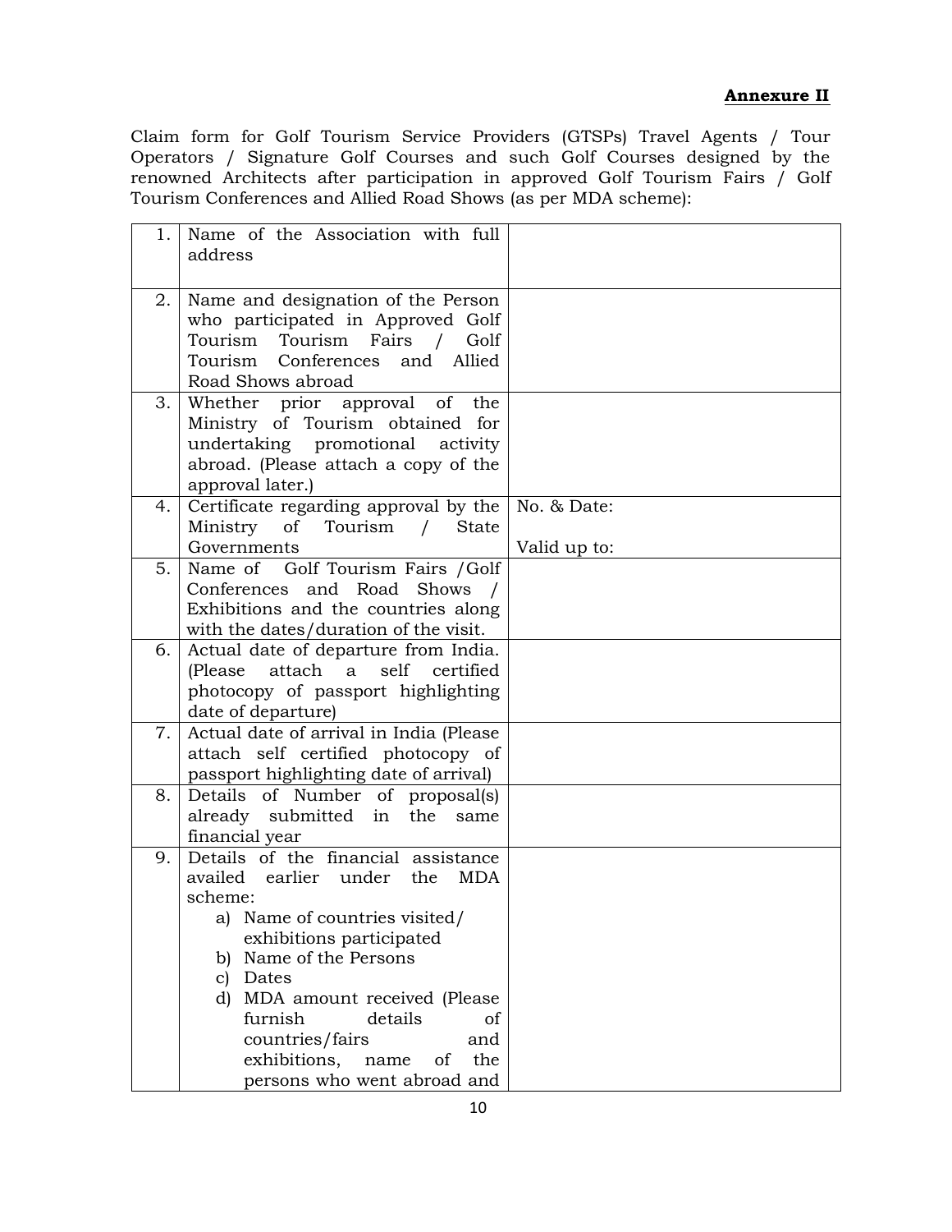**Annexure II**

Claim form for Golf Tourism Service Providers (GTSPs) Travel Agents / Tour Operators / Signature Golf Courses and such Golf Courses designed by the renowned Architects after participation in approved Golf Tourism Fairs / Golf Tourism Conferences and Allied Road Shows (as per MDA scheme):

| | | |
|---|---|---|
| 1. | Name of the Association with full address | |
| 2. | Name and designation of the Person who participated in Approved Golf Tourism Tourism Fairs / Golf Tourism Conferences and Allied Road Shows abroad | |
| 3. | Whether prior approval of the Ministry of Tourism obtained for undertaking promotional activity abroad. (Please attach a copy of the approval later.) | |
| 4. | Certificate regarding approval by the Ministry of Tourism / State Governments | No. & Date:<br><br>Valid up to: |
| 5. | Name of Golf Tourism Fairs /Golf Conferences and Road Shows / Exhibitions and the countries along with the dates/duration of the visit. | |
| 6. | Actual date of departure from India. (Please attach a self certified photocopy of passport highlighting date of departure) | |
| 7. | Actual date of arrival in India (Please attach self certified photocopy of passport highlighting date of arrival) | |
| 8. | Details of Number of proposal(s) already submitted in the same financial year | |
| 9. | Details of the financial assistance availed earlier under the MDA scheme:<br>a) Name of countries visited/ exhibitions participated<br>b) Name of the Persons<br>c) Dates<br>d) MDA amount received (Please furnish details of countries/fairs and exhibitions, name of the persons who went abroad and | |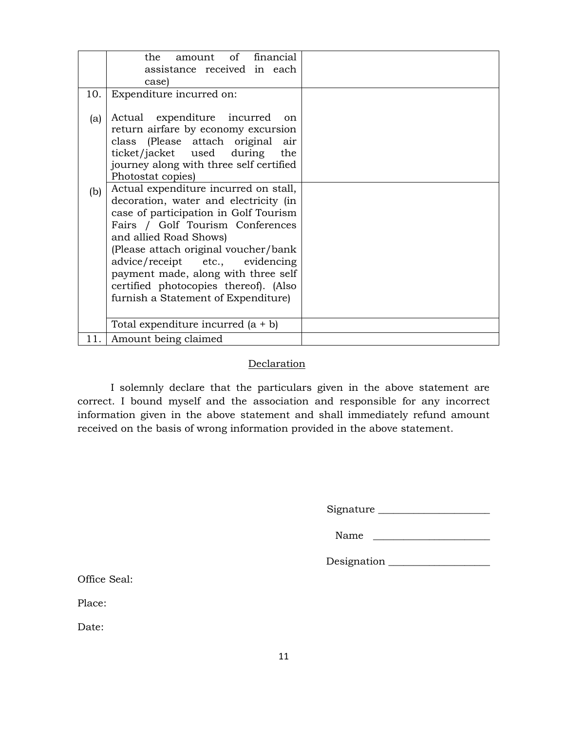| | | |
|---|---|---|
| | the amount of financial assistance received in each case) | |
| 10. | Expenditure incurred on: | |
| (a) | Actual expenditure incurred on return airfare by economy excursion class (Please attach original air ticket/jacket used during the journey along with three self certified Photostat copies) | |
| (b) | Actual expenditure incurred on stall, decoration, water and electricity (in case of participation in Golf Tourism Fairs / Golf Tourism Conferences and allied Road Shows) (Please attach original voucher/bank advice/receipt etc., evidencing payment made, along with three self certified photocopies thereof). (Also furnish a Statement of Expenditure) | |
| | Total expenditure incurred (a + b) | |
| 11. | Amount being claimed | |

<u>Declaration</u>

I solemnly declare that the particulars given in the above statement are correct. I bound myself and the association and responsible for any incorrect information given in the above statement and shall immediately refund amount received on the basis of wrong information provided in the above statement.

Signature ______________________

Name _______________________

Designation ____________________

Office Seal:

Place:

Date: